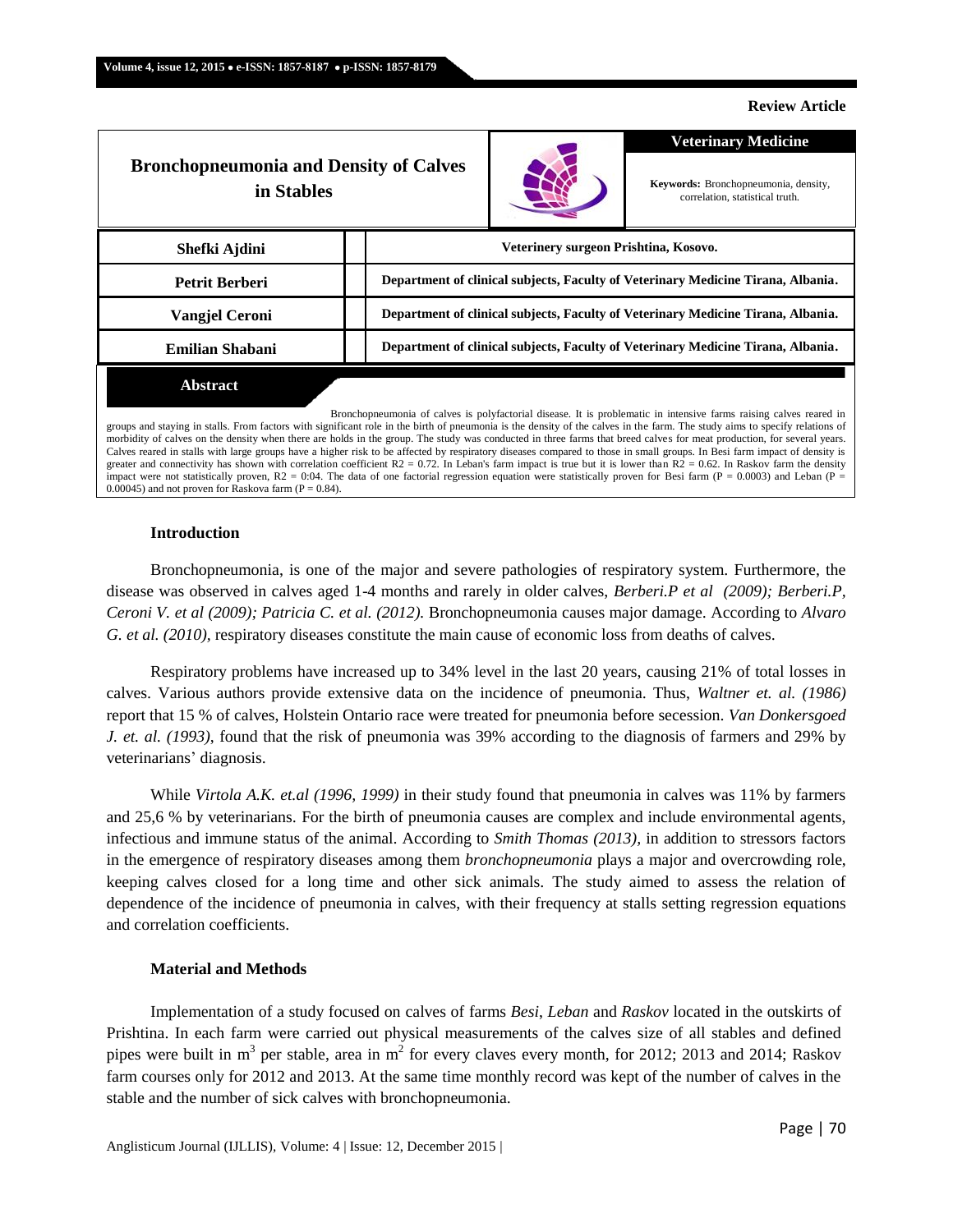**Review Article**

# Bronchopneumonia and Density of Calves in Stables

**Veterinary Medicine**

**Keywords:** Bronchopneumonia, density, correlation, statistical truth.

| Author | Affiliation |
| --- | --- |
| **Shefki Ajdini** | **Veterinery surgeon Prishtina, Kosovo.** |
| **Petrit Berberi** | **Department of clinical subjects, Faculty of Veterinary Medicine Tirana, Albania.** |
| **Vangjel Ceroni** | **Department of clinical subjects, Faculty of Veterinary Medicine Tirana, Albania.** |
| **Emilian Shabani** | **Department of clinical subjects, Faculty of Veterinary Medicine Tirana, Albania.** |

## Abstract

Bronchopneumonia of calves is polyfactorial disease. It is problematic in intensive farms raising calves reared in groups and staying in stalls. From factors with significant role in the birth of pneumonia is the density of the calves in the farm. The study aims to specify relations of morbidity of calves on the density when there are holds in the group. The study was conducted in three farms that breed calves for meat production, for several years. Calves reared in stalls with large groups have a higher risk to be affected by respiratory diseases compared to those in small groups. In Besi farm impact of density is greater and connectivity has shown with correlation coefficient R2 = 0.72. In Leban's farm impact is true but it is lower than R2 = 0.62. In Raskov farm the density impact were not statistically proven, R2 = 0:04. The data of one factorial regression equation were statistically proven for Besi farm (P = 0.0003) and Leban (P = 0.00045) and not proven for Raskova farm (P = 0.84).

## Introduction

Bronchopneumonia, is one of the major and severe pathologies of respiratory system. Furthermore, the disease was observed in calves aged 1-4 months and rarely in older calves, *Berberi.P et al (2009); Berberi.P, Ceroni V. et al (2009); Patricia C. et al. (2012).* Bronchopneumonia causes major damage. According to *Alvaro G. et al. (2010)*, respiratory diseases constitute the main cause of economic loss from deaths of calves.

Respiratory problems have increased up to 34% level in the last 20 years, causing 21% of total losses in calves. Various authors provide extensive data on the incidence of pneumonia. Thus, *Waltner et. al. (1986)* report that 15 % of calves, Holstein Ontario race were treated for pneumonia before secession. *Van Donkersgoed J. et. al. (1993)*, found that the risk of pneumonia was 39% according to the diagnosis of farmers and 29% by veterinarians' diagnosis.

While *Virtola A.K. et.al (1996, 1999)* in their study found that pneumonia in calves was 11% by farmers and 25,6 % by veterinarians. For the birth of pneumonia causes are complex and include environmental agents, infectious and immune status of the animal. According to *Smith Thomas (2013),* in addition to stressors factors in the emergence of respiratory diseases among them *bronchopneumonia* plays a major and overcrowding role, keeping calves closed for a long time and other sick animals. The study aimed to assess the relation of dependence of the incidence of pneumonia in calves, with their frequency at stalls setting regression equations and correlation coefficients.

## Material and Methods

Implementation of a study focused on calves of farms *Besi*, *Leban* and *Raskov* located in the outskirts of Prishtina. In each farm were carried out physical measurements of the calves size of all stables and defined pipes were built in m$^3$ per stable, area in m$^2$ for every claves every month, for 2012; 2013 and 2014; Raskov farm courses only for 2012 and 2013. At the same time monthly record was kept of the number of calves in the stable and the number of sick calves with bronchopneumonia.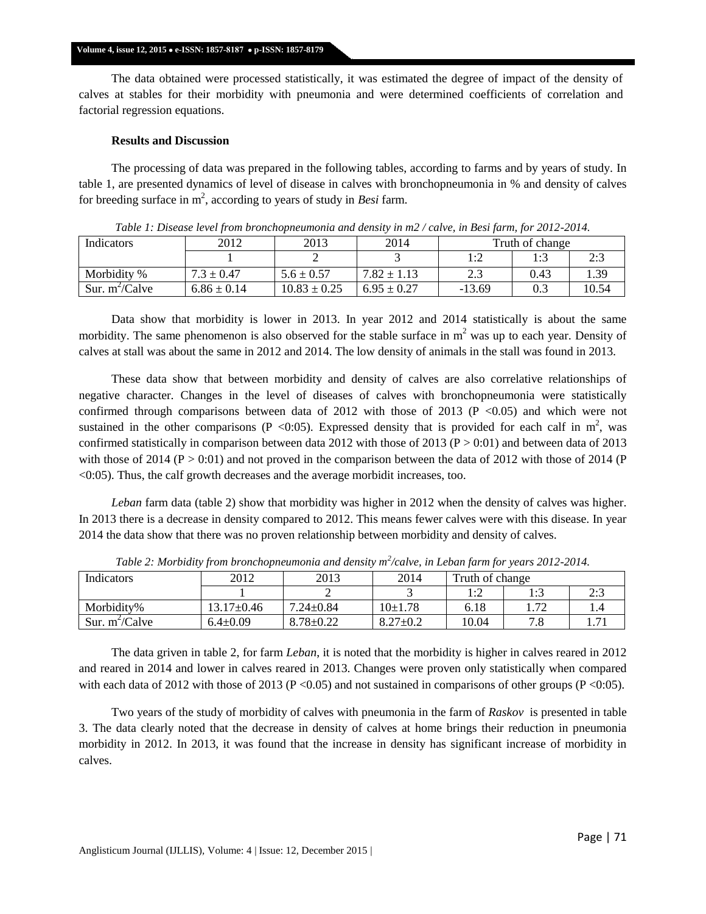The data obtained were processed statistically, it was estimated the degree of impact of the density of calves at stables for their morbidity with pneumonia and were determined coefficients of correlation and factorial regression equations.

**Results and Discussion**

The processing of data was prepared in the following tables, according to farms and by years of study. In table 1, are presented dynamics of level of disease in calves with bronchopneumonia in % and density of calves for breeding surface in $m^2$, according to years of study in *Besi* farm.

*Table 1: Disease level from bronchopneumonia and density in m2 / calve, in Besi farm, for 2012-2014.*

| Indicators | 2012 | 2013 | 2014 | Truth of change | | |
|---|---|---|---|---|---|---|
| | 1 | 2 | 3 | 1:2 | 1:3 | 2:3 |
| Morbidity % | 7.3 ± 0.47 | 5.6 ± 0.57 | 7.82 ± 1.13 | 2.3 | 0.43 | 1.39 |
| Sur. $m^2$/Calve | 6.86 ± 0.14 | 10.83 ± 0.25 | 6.95 ± 0.27 | -13.69 | 0.3 | 10.54 |

Data show that morbidity is lower in 2013. In year 2012 and 2014 statistically is about the same morbidity. The same phenomenon is also observed for the stable surface in $m^2$ was up to each year. Density of calves at stall was about the same in 2012 and 2014. The low density of animals in the stall was found in 2013.

These data show that between morbidity and density of calves are also correlative relationships of negative character. Changes in the level of diseases of calves with bronchopneumonia were statistically confirmed through comparisons between data of 2012 with those of 2013 ($P < 0.05$) and which were not sustained in the other comparisons ($P < 0:05$). Expressed density that is provided for each calf in $m^2$, was confirmed statistically in comparison between data 2012 with those of 2013 ($P > 0:01$) and between data of 2013 with those of 2014 ($P > 0:01$) and not proved in the comparison between the data of 2012 with those of 2014 ($P < 0:05$). Thus, the calf growth decreases and the average morbidit increases, too.

*Leban* farm data (table 2) show that morbidity was higher in 2012 when the density of calves was higher. In 2013 there is a decrease in density compared to 2012. This means fewer calves were with this disease. In year 2014 the data show that there was no proven relationship between morbidity and density of calves.

*Table 2: Morbidity from bronchopneumonia and density $m^2$/calve, in Leban farm for years 2012-2014.*

| Indicators | 2012 | 2013 | 2014 | Truth of change | | |
|---|---|---|---|---|---|---|
| | 1 | 2 | 3 | 1:2 | 1:3 | 2:3 |
| Morbidity% | 13.17±0.46 | 7.24±0.84 | 10±1.78 | 6.18 | 1.72 | 1.4 |
| Sur. $m^2$/Calve | 6.4±0.09 | 8.78±0.22 | 8.27±0.2 | 10.04 | 7.8 | 1.71 |

The data griven in table 2, for farm *Leban*, it is noted that the morbidity is higher in calves reared in 2012 and reared in 2014 and lower in calves reared in 2013. Changes were proven only statistically when compared with each data of 2012 with those of 2013 ($P < 0.05$) and not sustained in comparisons of other groups ($P < 0:05$).

Two years of the study of morbidity of calves with pneumonia in the farm of *Raskov* is presented in table 3. The data clearly noted that the decrease in density of calves at home brings their reduction in pneumonia morbidity in 2012. In 2013, it was found that the increase in density has significant increase of morbidity in calves.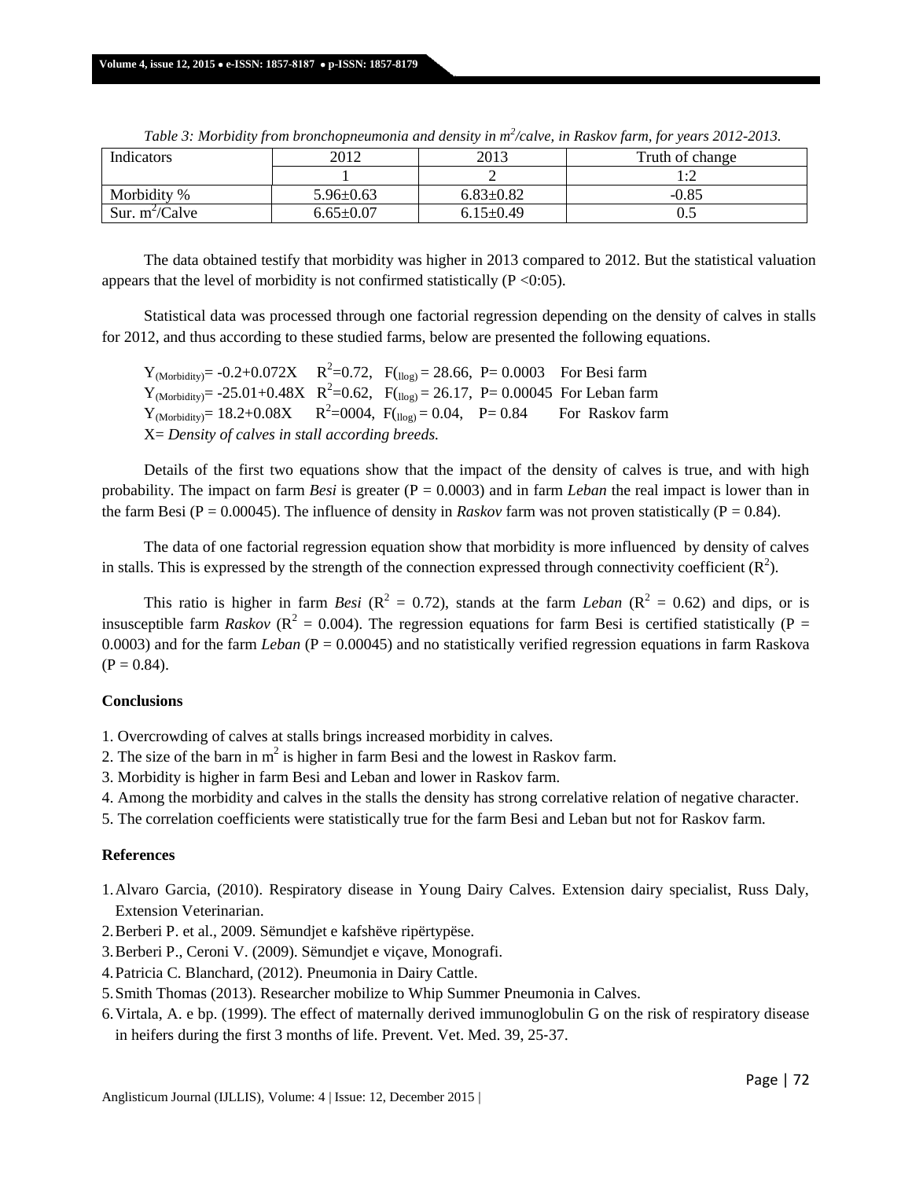*Table 3: Morbidity from bronchopneumonia and density in $m^2$/calve, in Raskov farm, for years 2012-2013.*

| Indicators | 2012 | 2013 | Truth of change |
|---|---|---|---|
| | 1 | 2 | 1:2 |
| Morbidity % | 5.96±0.63 | 6.83±0.82 | -0.85 |
| Sur. $m^2$/Calve | 6.65±0.07 | 6.15±0.49 | 0.5 |

The data obtained testify that morbidity was higher in 2013 compared to 2012. But the statistical valuation appears that the level of morbidity is not confirmed statistically (P <0:05).

Statistical data was processed through one factorial regression depending on the density of calves in stalls for 2012, and thus according to these studied farms, below are presented the following equations.

$Y_{(Morbidity)}$= -0.2+0.072X   $R^2$=0.72,   $F_{(llog)}$ = 28.66,  P= 0.0003   For Besi farm
$Y_{(Morbidity)}$= -25.01+0.48X   $R^2$=0.62,   $F_{(llog)}$ = 26.17,  P= 0.00045  For Leban farm
$Y_{(Morbidity)}$= 18.2+0.08X   $R^2$=0004,  $F_{(llog)}$ = 0.04,   P= 0.84   For Raskov farm
X= *Density of calves in stall according breeds.*

Details of the first two equations show that the impact of the density of calves is true, and with high probability. The impact on farm ***Besi*** is greater (P = 0.0003) and in farm ***Leban*** the real impact is lower than in the farm Besi (P = 0.00045). The influence of density in ***Raskov*** farm was not proven statistically (P = 0.84).

The data of one factorial regression equation show that morbidity is more influenced by density of calves in stalls. This is expressed by the strength of the connection expressed through connectivity coefficient ($R^2$).

This ratio is higher in farm ***Besi*** ($R^2$ = 0.72), stands at the farm ***Leban*** ($R^2$ = 0.62) and dips, or is insusceptible farm ***Raskov*** ($R^2$ = 0.004). The regression equations for farm Besi is certified statistically (P = 0.0003) and for the farm ***Leban*** (P = 0.00045) and no statistically verified regression equations in farm Raskova (P = 0.84).

**Conclusions**

1. Overcrowding of calves at stalls brings increased morbidity in calves.
2. The size of the barn in $m^2$ is higher in farm Besi and the lowest in Raskov farm.
3. Morbidity is higher in farm Besi and Leban and lower in Raskov farm.
4. Among the morbidity and calves in the stalls the density has strong correlative relation of negative character.
5. The correlation coefficients were statistically true for the farm Besi and Leban but not for Raskov farm.

**References**

1. Alvaro Garcia, (2010). Respiratory disease in Young Dairy Calves. Extension dairy specialist, Russ Daly, Extension Veterinarian.
2. Berberi P. et al., 2009. Sëmundjet e kafshëve ripërtypëse.
3. Berberi P., Ceroni V. (2009). Sëmundjet e viçave, Monografi.
4. Patricia C. Blanchard, (2012). Pneumonia in Dairy Cattle.
5. Smith Thomas (2013). Researcher mobilize to Whip Summer Pneumonia in Calves.
6. Virtala, A. e bp. (1999). The effect of maternally derived immunoglobulin G on the risk of respiratory disease in heifers during the first 3 months of life. Prevent. Vet. Med. 39, 25-37.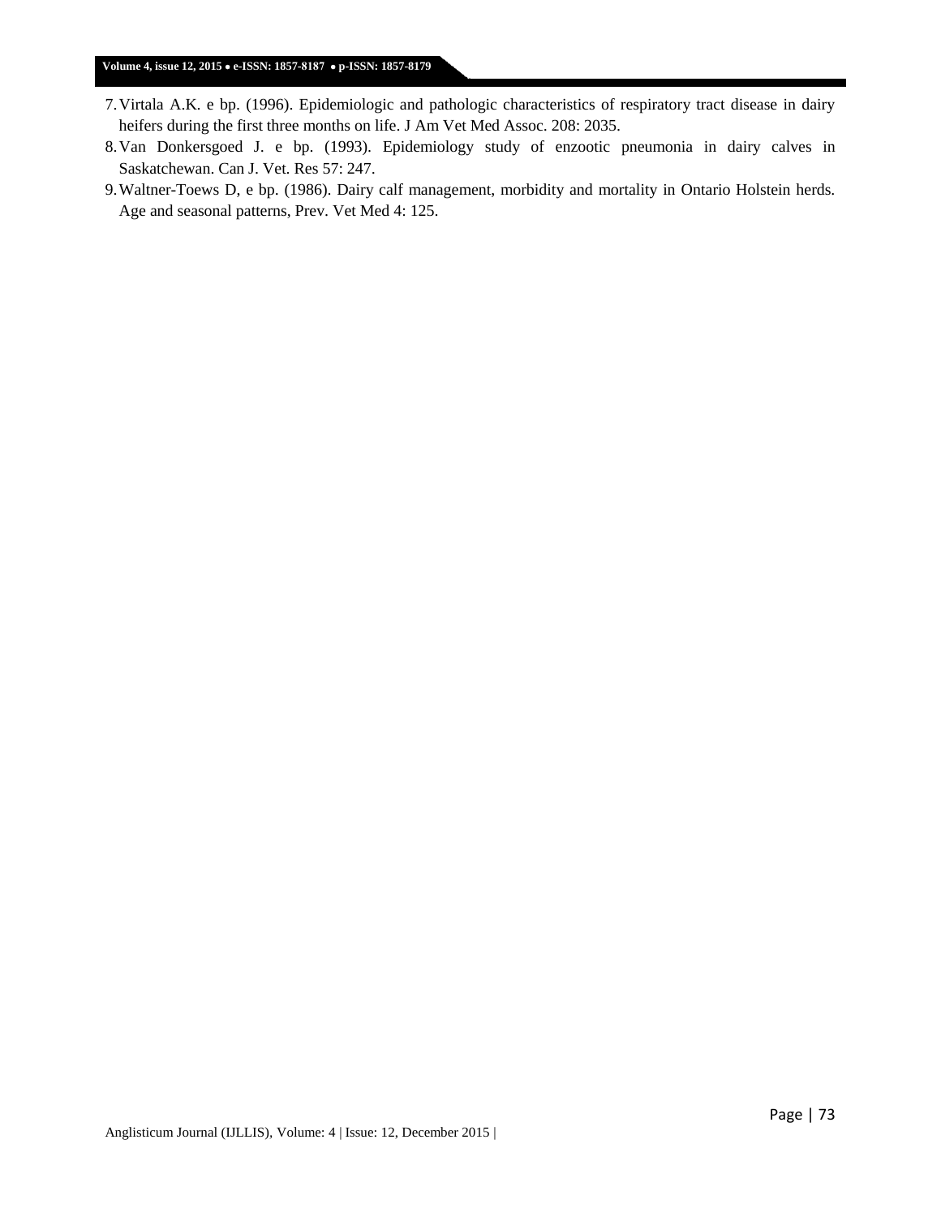7. Virtala A.K. e bp. (1996). Epidemiologic and pathologic characteristics of respiratory tract disease in dairy heifers during the first three months on life. J Am Vet Med Assoc. 208: 2035.
8. Van Donkersgoed J. e bp. (1993). Epidemiology study of enzootic pneumonia in dairy calves in Saskatchewan. Can J. Vet. Res 57: 247.
9. Waltner-Toews D, e bp. (1986). Dairy calf management, morbidity and mortality in Ontario Holstein herds. Age and seasonal patterns, Prev. Vet Med 4: 125.